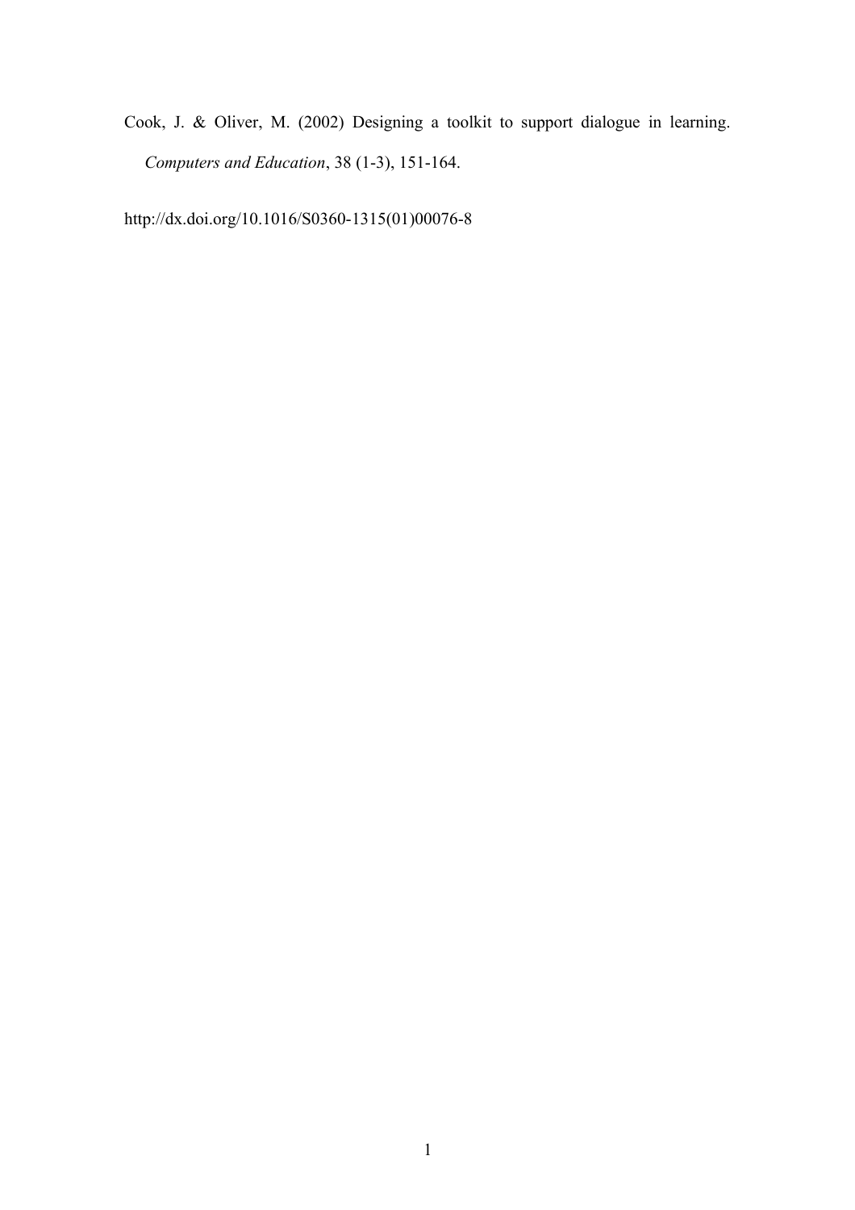Cook, J. & Oliver, M. (2002) Designing a toolkit to support dialogue in learning. *Computers and Education*, 38 (1-3), 151-164.

http://dx.doi.org/10.1016/S0360-1315(01)00076-8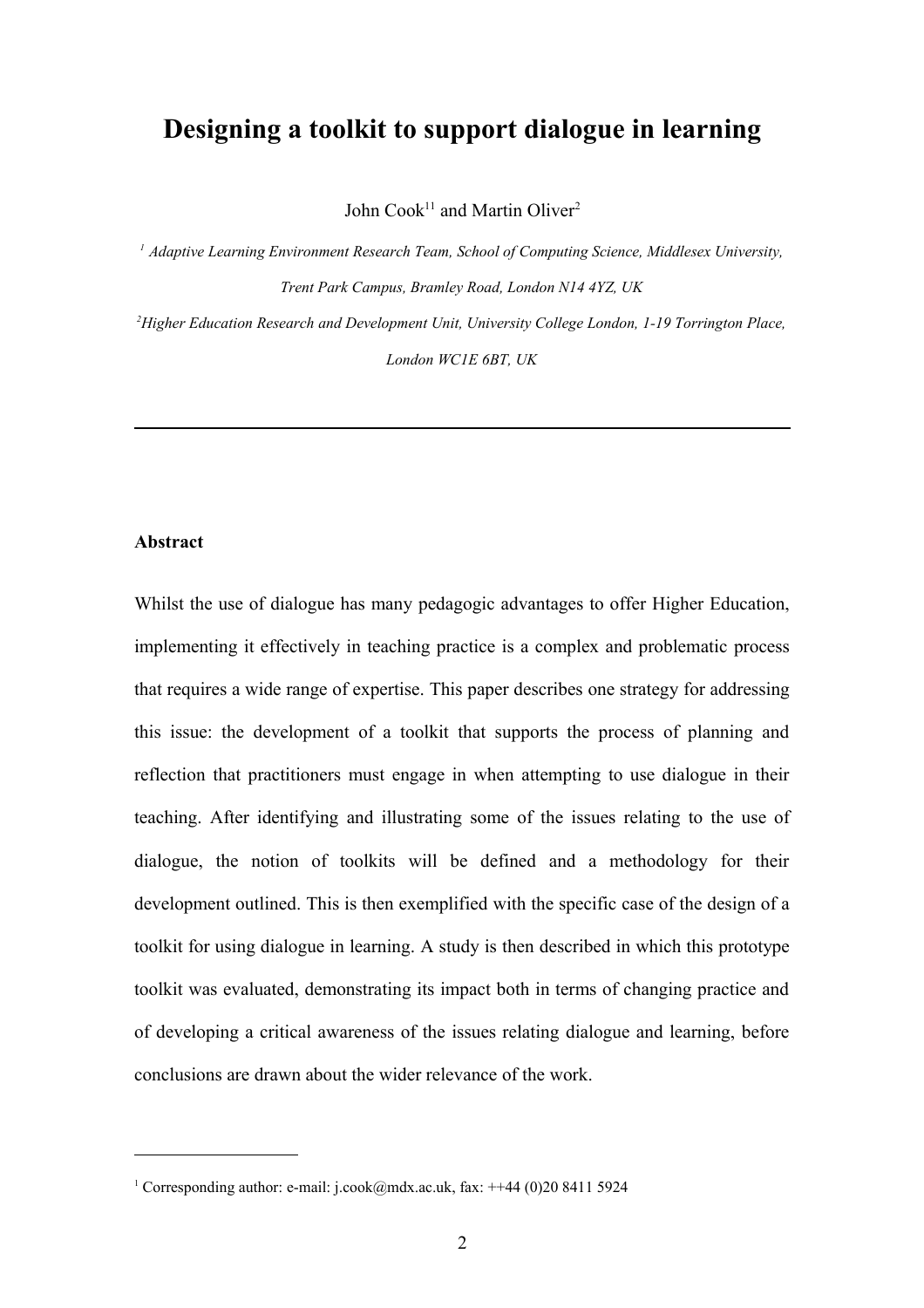# Designing a toolkit to support dialogue in learning

John Cook[1][1] and Martin Oliver[2]

[1] *Adaptive Learning Environment Research Team, School of Computing Science, Middlesex University, Trent Park Campus, Bramley Road, London N14 4YZ, UK*

[2] *Higher Education Research and Development Unit, University College London, 1-19 Torrington Place, London WC1E 6BT, UK*

---

**Abstract**

Whilst the use of dialogue has many pedagogic advantages to offer Higher Education, implementing it effectively in teaching practice is a complex and problematic process that requires a wide range of expertise. This paper describes one strategy for addressing this issue: the development of a toolkit that supports the process of planning and reflection that practitioners must engage in when attempting to use dialogue in their teaching. After identifying and illustrating some of the issues relating to the use of dialogue, the notion of toolkits will be defined and a methodology for their development outlined. This is then exemplified with the specific case of the design of a toolkit for using dialogue in learning. A study is then described in which this prototype toolkit was evaluated, demonstrating its impact both in terms of changing practice and of developing a critical awareness of the issues relating dialogue and learning, before conclusions are drawn about the wider relevance of the work.

---

[1] Corresponding author: e-mail: j.cook@mdx.ac.uk, fax: ++44 (0)20 8411 5924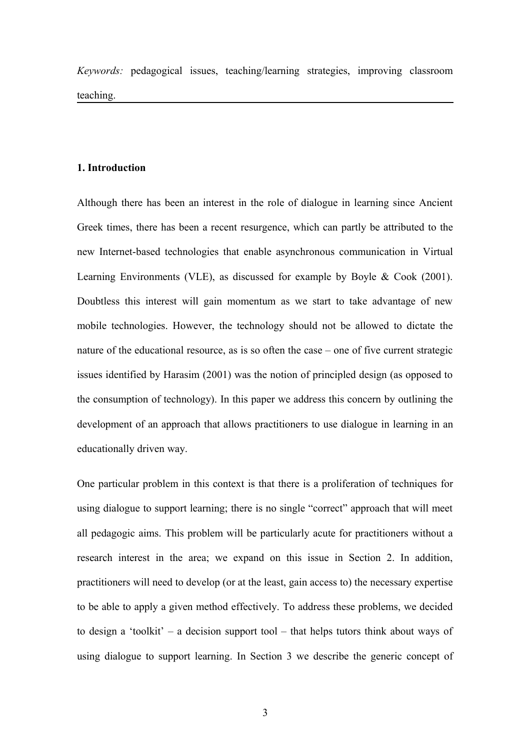*Keywords:* pedagogical issues, teaching/learning strategies, improving classroom teaching.

## 1. Introduction

Although there has been an interest in the role of dialogue in learning since Ancient Greek times, there has been a recent resurgence, which can partly be attributed to the new Internet-based technologies that enable asynchronous communication in Virtual Learning Environments (VLE), as discussed for example by Boyle & Cook (2001). Doubtless this interest will gain momentum as we start to take advantage of new mobile technologies. However, the technology should not be allowed to dictate the nature of the educational resource, as is so often the case – one of five current strategic issues identified by Harasim (2001) was the notion of principled design (as opposed to the consumption of technology). In this paper we address this concern by outlining the development of an approach that allows practitioners to use dialogue in learning in an educationally driven way.

One particular problem in this context is that there is a proliferation of techniques for using dialogue to support learning; there is no single "correct" approach that will meet all pedagogic aims. This problem will be particularly acute for practitioners without a research interest in the area; we expand on this issue in Section 2. In addition, practitioners will need to develop (or at the least, gain access to) the necessary expertise to be able to apply a given method effectively. To address these problems, we decided to design a 'toolkit' – a decision support tool – that helps tutors think about ways of using dialogue to support learning. In Section 3 we describe the generic concept of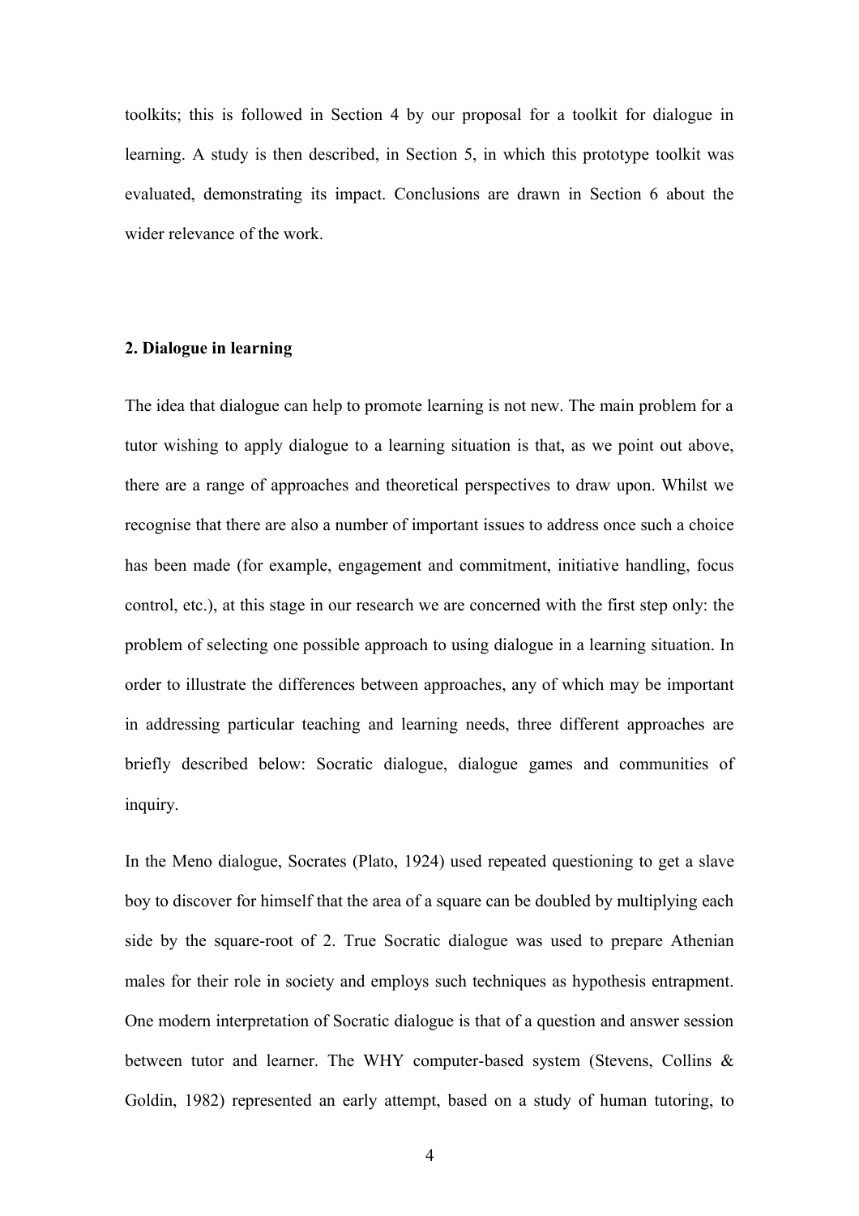toolkits; this is followed in Section 4 by our proposal for a toolkit for dialogue in learning. A study is then described, in Section 5, in which this prototype toolkit was evaluated, demonstrating its impact. Conclusions are drawn in Section 6 about the wider relevance of the work.

## 2. Dialogue in learning

The idea that dialogue can help to promote learning is not new. The main problem for a tutor wishing to apply dialogue to a learning situation is that, as we point out above, there are a range of approaches and theoretical perspectives to draw upon. Whilst we recognise that there are also a number of important issues to address once such a choice has been made (for example, engagement and commitment, initiative handling, focus control, etc.), at this stage in our research we are concerned with the first step only: the problem of selecting one possible approach to using dialogue in a learning situation. In order to illustrate the differences between approaches, any of which may be important in addressing particular teaching and learning needs, three different approaches are briefly described below: Socratic dialogue, dialogue games and communities of inquiry.

In the Meno dialogue, Socrates (Plato, 1924) used repeated questioning to get a slave boy to discover for himself that the area of a square can be doubled by multiplying each side by the square-root of 2. True Socratic dialogue was used to prepare Athenian males for their role in society and employs such techniques as hypothesis entrapment. One modern interpretation of Socratic dialogue is that of a question and answer session between tutor and learner. The WHY computer-based system (Stevens, Collins & Goldin, 1982) represented an early attempt, based on a study of human tutoring, to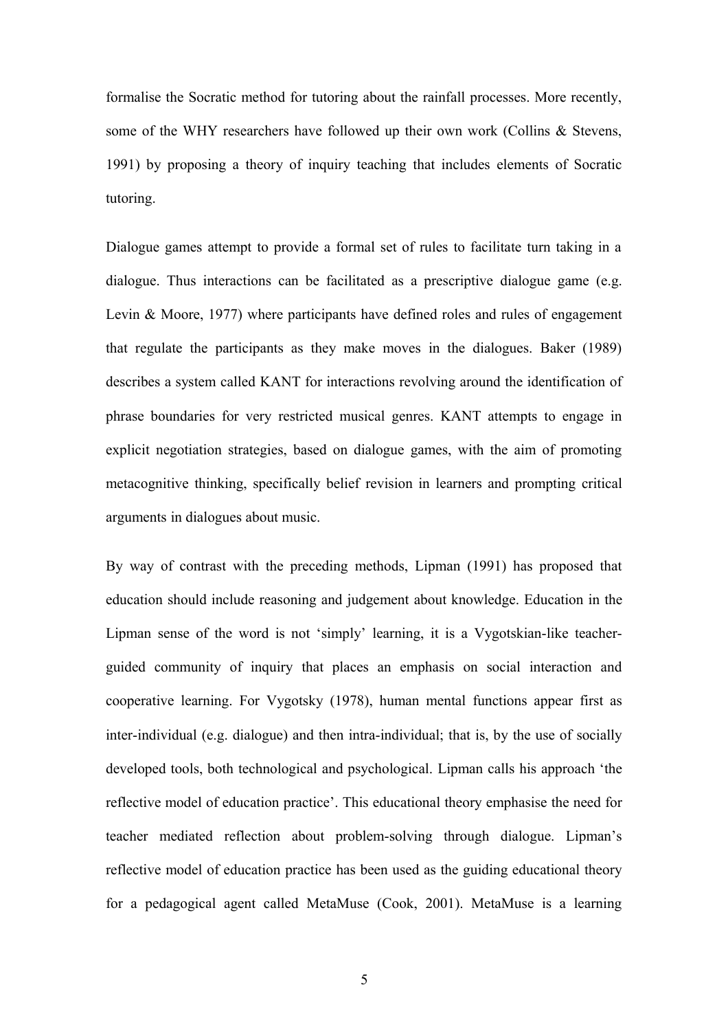formalise the Socratic method for tutoring about the rainfall processes. More recently, some of the WHY researchers have followed up their own work (Collins & Stevens, 1991) by proposing a theory of inquiry teaching that includes elements of Socratic tutoring.

Dialogue games attempt to provide a formal set of rules to facilitate turn taking in a dialogue. Thus interactions can be facilitated as a prescriptive dialogue game (e.g. Levin & Moore, 1977) where participants have defined roles and rules of engagement that regulate the participants as they make moves in the dialogues. Baker (1989) describes a system called KANT for interactions revolving around the identification of phrase boundaries for very restricted musical genres. KANT attempts to engage in explicit negotiation strategies, based on dialogue games, with the aim of promoting metacognitive thinking, specifically belief revision in learners and prompting critical arguments in dialogues about music.

By way of contrast with the preceding methods, Lipman (1991) has proposed that education should include reasoning and judgement about knowledge. Education in the Lipman sense of the word is not 'simply' learning, it is a Vygotskian-like teacher-guided community of inquiry that places an emphasis on social interaction and cooperative learning. For Vygotsky (1978), human mental functions appear first as inter-individual (e.g. dialogue) and then intra-individual; that is, by the use of socially developed tools, both technological and psychological. Lipman calls his approach 'the reflective model of education practice'. This educational theory emphasise the need for teacher mediated reflection about problem-solving through dialogue. Lipman's reflective model of education practice has been used as the guiding educational theory for a pedagogical agent called MetaMuse (Cook, 2001). MetaMuse is a learning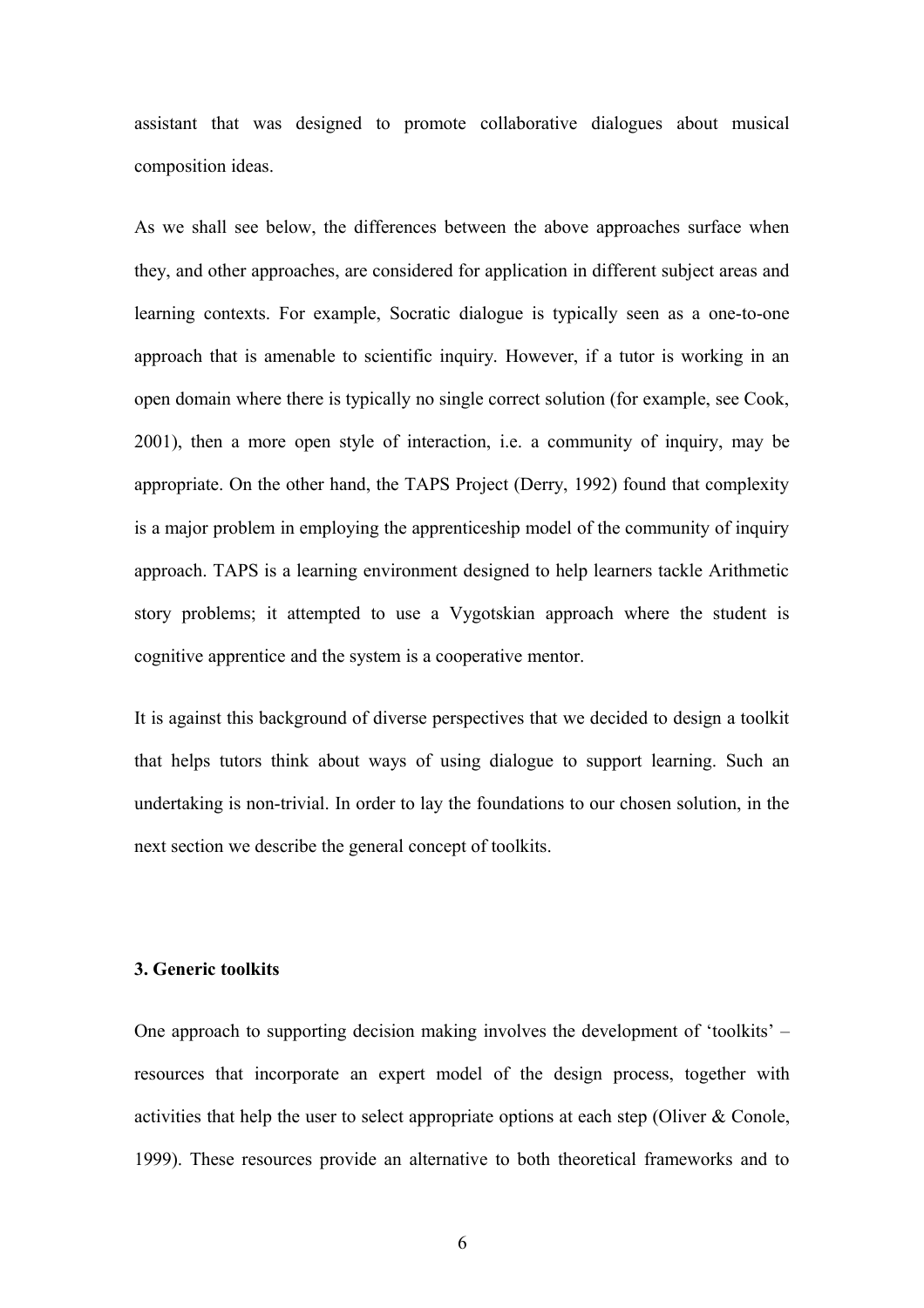assistant that was designed to promote collaborative dialogues about musical composition ideas.

As we shall see below, the differences between the above approaches surface when they, and other approaches, are considered for application in different subject areas and learning contexts. For example, Socratic dialogue is typically seen as a one-to-one approach that is amenable to scientific inquiry. However, if a tutor is working in an open domain where there is typically no single correct solution (for example, see Cook, 2001), then a more open style of interaction, i.e. a community of inquiry, may be appropriate. On the other hand, the TAPS Project (Derry, 1992) found that complexity is a major problem in employing the apprenticeship model of the community of inquiry approach. TAPS is a learning environment designed to help learners tackle Arithmetic story problems; it attempted to use a Vygotskian approach where the student is cognitive apprentice and the system is a cooperative mentor.

It is against this background of diverse perspectives that we decided to design a toolkit that helps tutors think about ways of using dialogue to support learning. Such an undertaking is non-trivial. In order to lay the foundations to our chosen solution, in the next section we describe the general concept of toolkits.

### 3. Generic toolkits

One approach to supporting decision making involves the development of 'toolkits' – resources that incorporate an expert model of the design process, together with activities that help the user to select appropriate options at each step (Oliver & Conole, 1999). These resources provide an alternative to both theoretical frameworks and to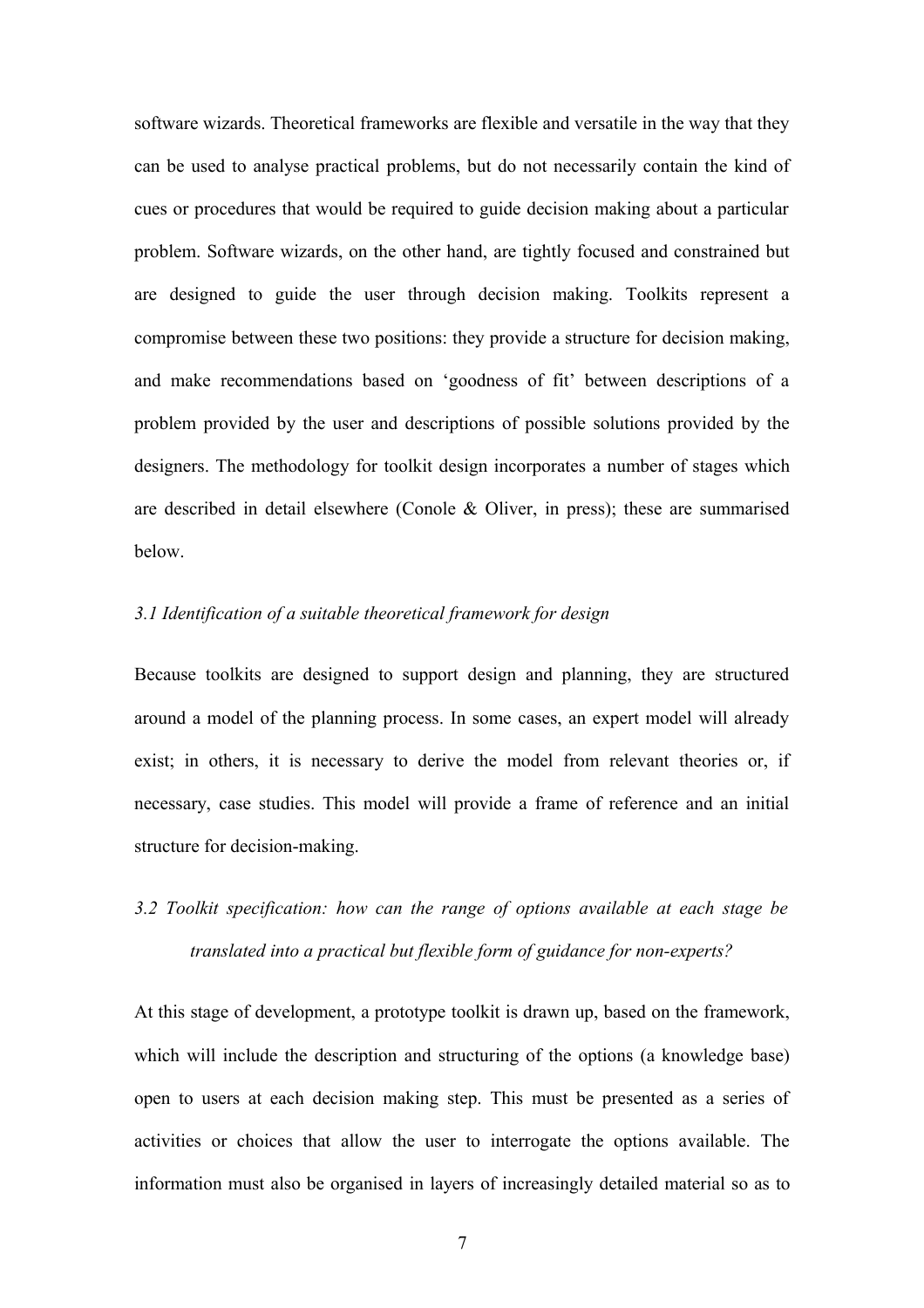software wizards. Theoretical frameworks are flexible and versatile in the way that they can be used to analyse practical problems, but do not necessarily contain the kind of cues or procedures that would be required to guide decision making about a particular problem. Software wizards, on the other hand, are tightly focused and constrained but are designed to guide the user through decision making. Toolkits represent a compromise between these two positions: they provide a structure for decision making, and make recommendations based on 'goodness of fit' between descriptions of a problem provided by the user and descriptions of possible solutions provided by the designers. The methodology for toolkit design incorporates a number of stages which are described in detail elsewhere (Conole & Oliver, in press); these are summarised below.

### *3.1 Identification of a suitable theoretical framework for design*

Because toolkits are designed to support design and planning, they are structured around a model of the planning process. In some cases, an expert model will already exist; in others, it is necessary to derive the model from relevant theories or, if necessary, case studies. This model will provide a frame of reference and an initial structure for decision-making.

### *3.2 Toolkit specification: how can the range of options available at each stage be translated into a practical but flexible form of guidance for non-experts?*

At this stage of development, a prototype toolkit is drawn up, based on the framework, which will include the description and structuring of the options (a knowledge base) open to users at each decision making step. This must be presented as a series of activities or choices that allow the user to interrogate the options available. The information must also be organised in layers of increasingly detailed material so as to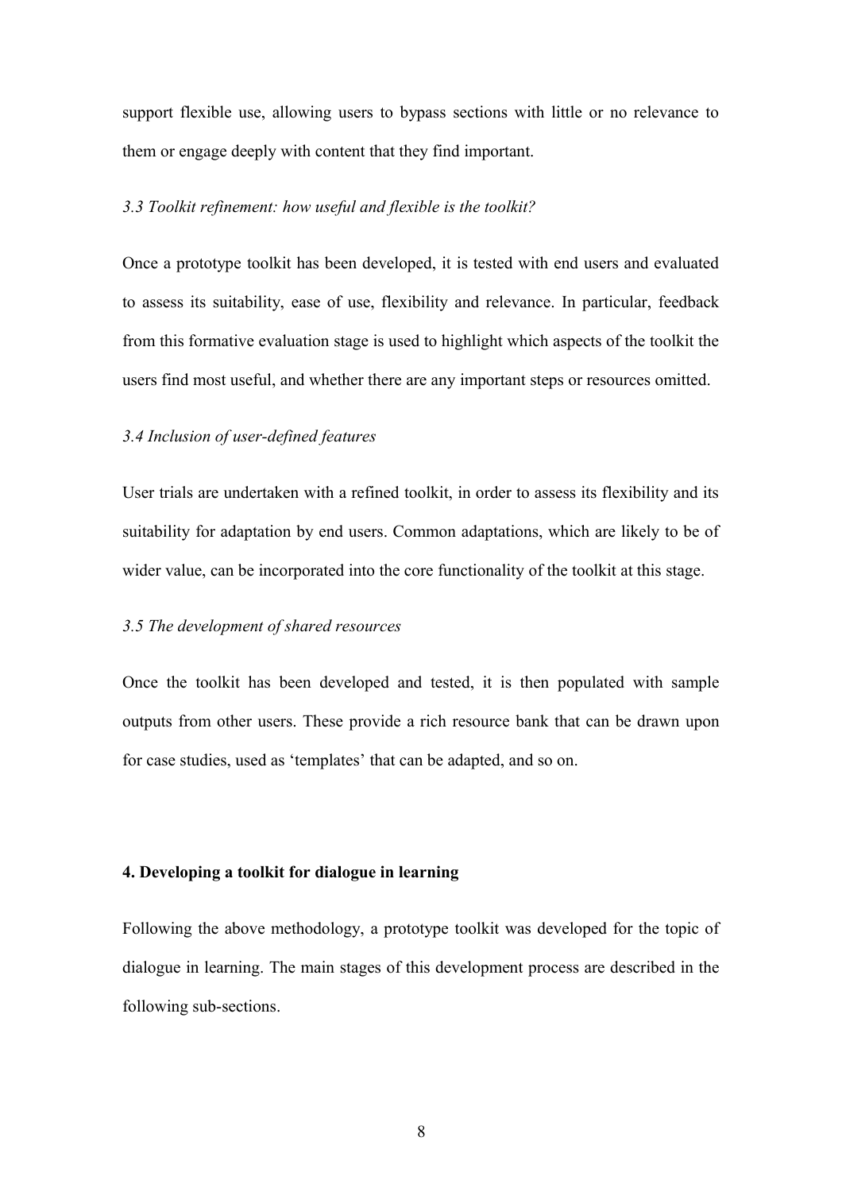support flexible use, allowing users to bypass sections with little or no relevance to them or engage deeply with content that they find important.

### *3.3 Toolkit refinement: how useful and flexible is the toolkit?*

Once a prototype toolkit has been developed, it is tested with end users and evaluated to assess its suitability, ease of use, flexibility and relevance. In particular, feedback from this formative evaluation stage is used to highlight which aspects of the toolkit the users find most useful, and whether there are any important steps or resources omitted.

### *3.4 Inclusion of user-defined features*

User trials are undertaken with a refined toolkit, in order to assess its flexibility and its suitability for adaptation by end users. Common adaptations, which are likely to be of wider value, can be incorporated into the core functionality of the toolkit at this stage.

### *3.5 The development of shared resources*

Once the toolkit has been developed and tested, it is then populated with sample outputs from other users. These provide a rich resource bank that can be drawn upon for case studies, used as 'templates' that can be adapted, and so on.

## **4. Developing a toolkit for dialogue in learning**

Following the above methodology, a prototype toolkit was developed for the topic of dialogue in learning. The main stages of this development process are described in the following sub-sections.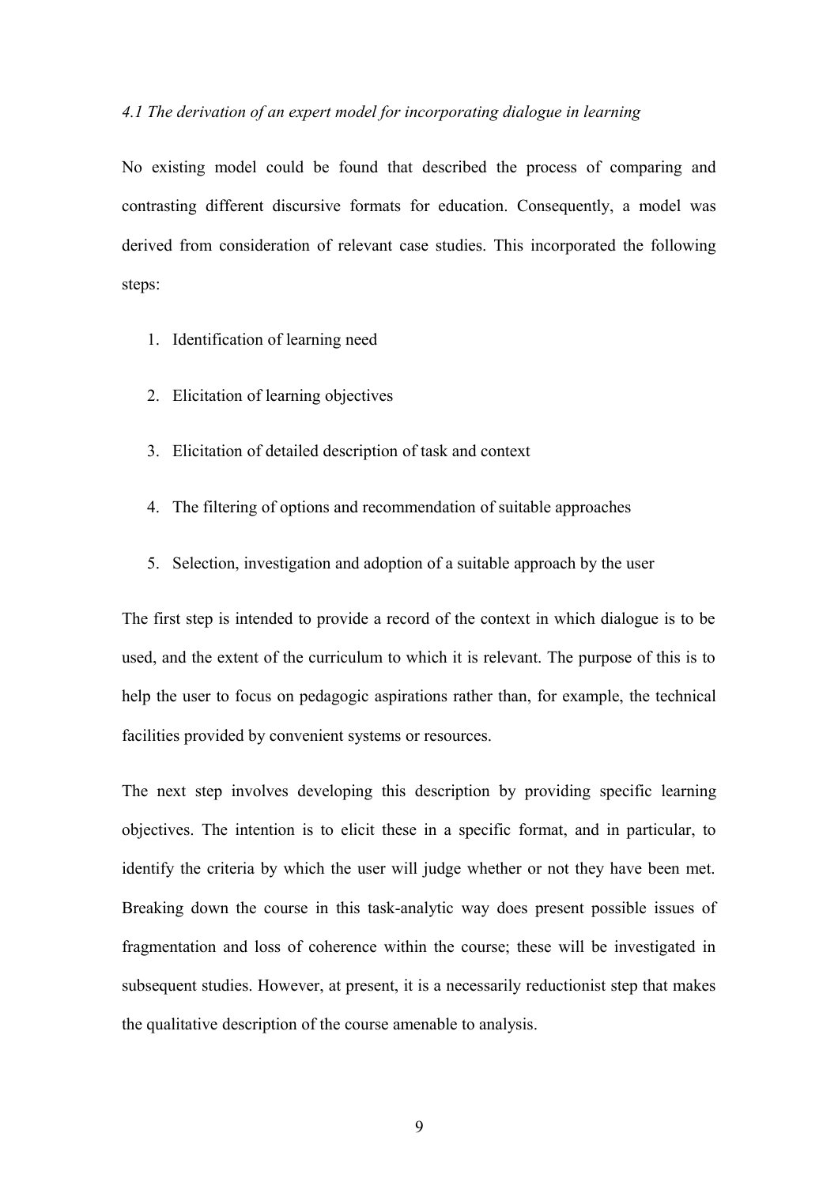### *4.1 The derivation of an expert model for incorporating dialogue in learning*

No existing model could be found that described the process of comparing and contrasting different discursive formats for education. Consequently, a model was derived from consideration of relevant case studies. This incorporated the following steps:

1. Identification of learning need
2. Elicitation of learning objectives
3. Elicitation of detailed description of task and context
4. The filtering of options and recommendation of suitable approaches
5. Selection, investigation and adoption of a suitable approach by the user

The first step is intended to provide a record of the context in which dialogue is to be used, and the extent of the curriculum to which it is relevant. The purpose of this is to help the user to focus on pedagogic aspirations rather than, for example, the technical facilities provided by convenient systems or resources.

The next step involves developing this description by providing specific learning objectives. The intention is to elicit these in a specific format, and in particular, to identify the criteria by which the user will judge whether or not they have been met. Breaking down the course in this task-analytic way does present possible issues of fragmentation and loss of coherence within the course; these will be investigated in subsequent studies. However, at present, it is a necessarily reductionist step that makes the qualitative description of the course amenable to analysis.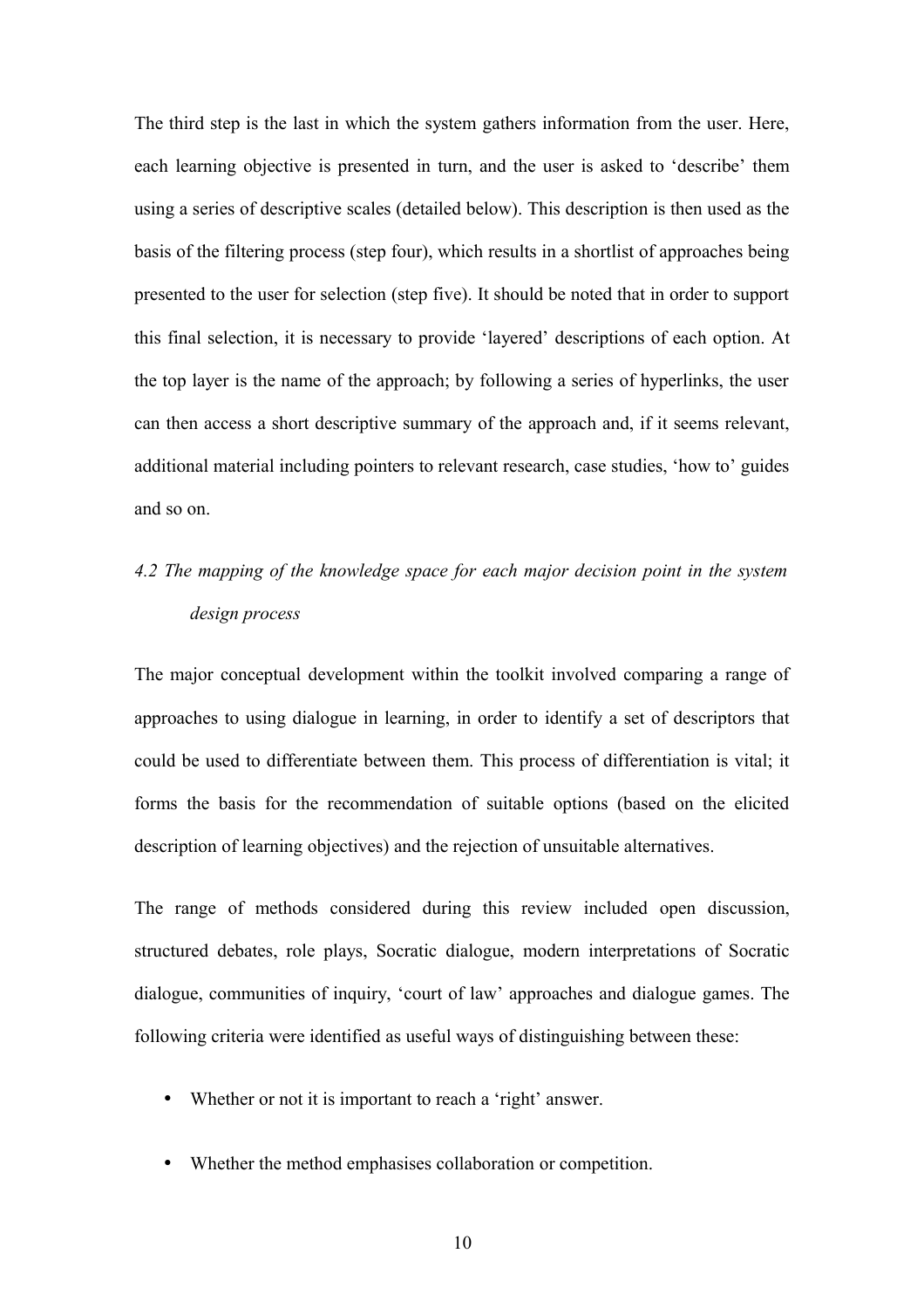The third step is the last in which the system gathers information from the user. Here, each learning objective is presented in turn, and the user is asked to 'describe' them using a series of descriptive scales (detailed below). This description is then used as the basis of the filtering process (step four), which results in a shortlist of approaches being presented to the user for selection (step five). It should be noted that in order to support this final selection, it is necessary to provide 'layered' descriptions of each option. At the top layer is the name of the approach; by following a series of hyperlinks, the user can then access a short descriptive summary of the approach and, if it seems relevant, additional material including pointers to relevant research, case studies, 'how to' guides and so on.

### *4.2 The mapping of the knowledge space for each major decision point in the system design process*

The major conceptual development within the toolkit involved comparing a range of approaches to using dialogue in learning, in order to identify a set of descriptors that could be used to differentiate between them. This process of differentiation is vital; it forms the basis for the recommendation of suitable options (based on the elicited description of learning objectives) and the rejection of unsuitable alternatives.

The range of methods considered during this review included open discussion, structured debates, role plays, Socratic dialogue, modern interpretations of Socratic dialogue, communities of inquiry, 'court of law' approaches and dialogue games. The following criteria were identified as useful ways of distinguishing between these:

- Whether or not it is important to reach a 'right' answer.
- Whether the method emphasises collaboration or competition.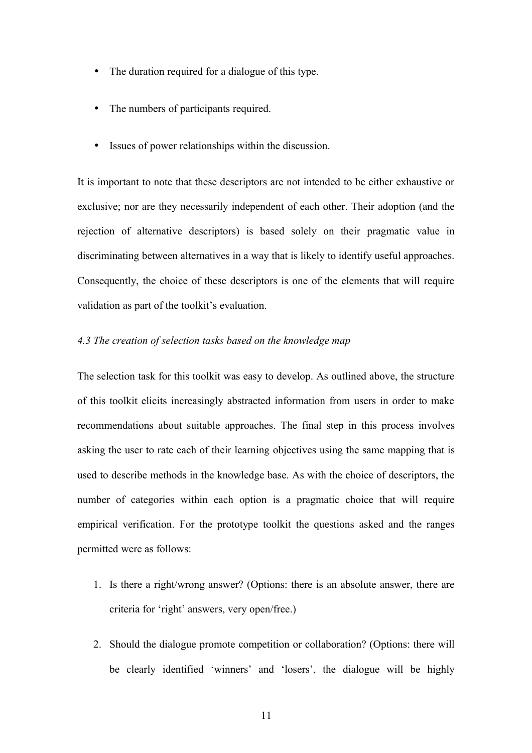- The duration required for a dialogue of this type.
- The numbers of participants required.
- Issues of power relationships within the discussion.

It is important to note that these descriptors are not intended to be either exhaustive or exclusive; nor are they necessarily independent of each other. Their adoption (and the rejection of alternative descriptors) is based solely on their pragmatic value in discriminating between alternatives in a way that is likely to identify useful approaches. Consequently, the choice of these descriptors is one of the elements that will require validation as part of the toolkit's evaluation.

*4.3 The creation of selection tasks based on the knowledge map*

The selection task for this toolkit was easy to develop. As outlined above, the structure of this toolkit elicits increasingly abstracted information from users in order to make recommendations about suitable approaches. The final step in this process involves asking the user to rate each of their learning objectives using the same mapping that is used to describe methods in the knowledge base. As with the choice of descriptors, the number of categories within each option is a pragmatic choice that will require empirical verification. For the prototype toolkit the questions asked and the ranges permitted were as follows:

1. Is there a right/wrong answer? (Options: there is an absolute answer, there are criteria for 'right' answers, very open/free.)
2. Should the dialogue promote competition or collaboration? (Options: there will be clearly identified 'winners' and 'losers', the dialogue will be highly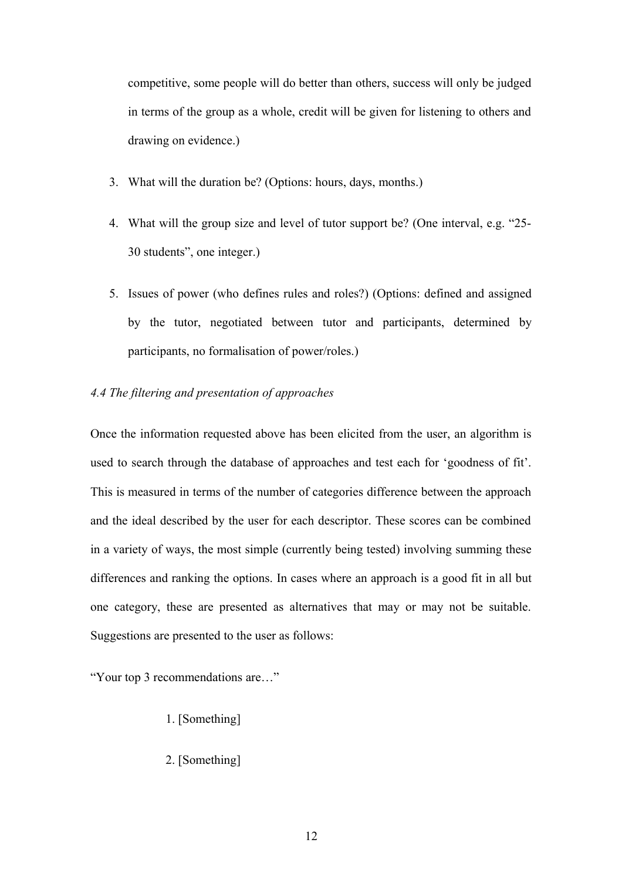competitive, some people will do better than others, success will only be judged in terms of the group as a whole, credit will be given for listening to others and drawing on evidence.)

3. What will the duration be? (Options: hours, days, months.)

4. What will the group size and level of tutor support be? (One interval, e.g. "25-30 students", one integer.)

5. Issues of power (who defines rules and roles?) (Options: defined and assigned by the tutor, negotiated between tutor and participants, determined by participants, no formalisation of power/roles.)

*4.4 The filtering and presentation of approaches*

Once the information requested above has been elicited from the user, an algorithm is used to search through the database of approaches and test each for 'goodness of fit'. This is measured in terms of the number of categories difference between the approach and the ideal described by the user for each descriptor. These scores can be combined in a variety of ways, the most simple (currently being tested) involving summing these differences and ranking the options. In cases where an approach is a good fit in all but one category, these are presented as alternatives that may or may not be suitable. Suggestions are presented to the user as follows:

"Your top 3 recommendations are…"

1. [Something]
2. [Something]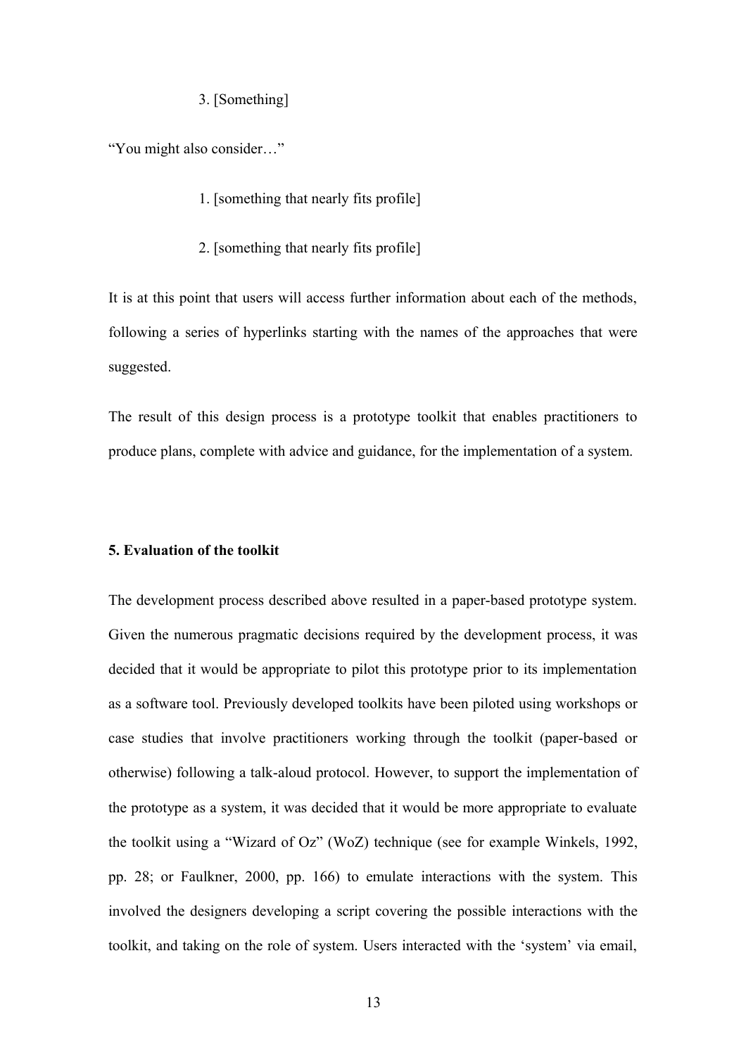3. [Something]

"You might also consider…"

1. [something that nearly fits profile]

2. [something that nearly fits profile]

It is at this point that users will access further information about each of the methods, following a series of hyperlinks starting with the names of the approaches that were suggested.

The result of this design process is a prototype toolkit that enables practitioners to produce plans, complete with advice and guidance, for the implementation of a system.

## 5. Evaluation of the toolkit

The development process described above resulted in a paper-based prototype system. Given the numerous pragmatic decisions required by the development process, it was decided that it would be appropriate to pilot this prototype prior to its implementation as a software tool. Previously developed toolkits have been piloted using workshops or case studies that involve practitioners working through the toolkit (paper-based or otherwise) following a talk-aloud protocol. However, to support the implementation of the prototype as a system, it was decided that it would be more appropriate to evaluate the toolkit using a "Wizard of Oz" (WoZ) technique (see for example Winkels, 1992, pp. 28; or Faulkner, 2000, pp. 166) to emulate interactions with the system. This involved the designers developing a script covering the possible interactions with the toolkit, and taking on the role of system. Users interacted with the 'system' via email,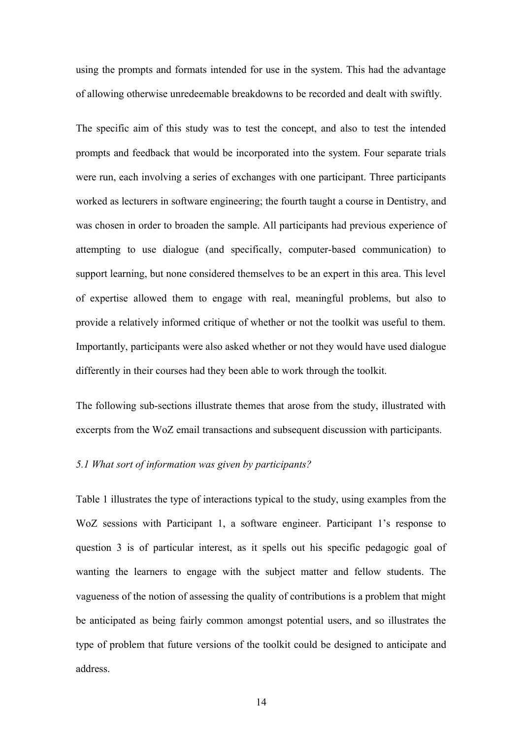using the prompts and formats intended for use in the system. This had the advantage of allowing otherwise unredeemable breakdowns to be recorded and dealt with swiftly.

The specific aim of this study was to test the concept, and also to test the intended prompts and feedback that would be incorporated into the system. Four separate trials were run, each involving a series of exchanges with one participant. Three participants worked as lecturers in software engineering; the fourth taught a course in Dentistry, and was chosen in order to broaden the sample. All participants had previous experience of attempting to use dialogue (and specifically, computer-based communication) to support learning, but none considered themselves to be an expert in this area. This level of expertise allowed them to engage with real, meaningful problems, but also to provide a relatively informed critique of whether or not the toolkit was useful to them. Importantly, participants were also asked whether or not they would have used dialogue differently in their courses had they been able to work through the toolkit.

The following sub-sections illustrate themes that arose from the study, illustrated with excerpts from the WoZ email transactions and subsequent discussion with participants.

### *5.1 What sort of information was given by participants?*

Table 1 illustrates the type of interactions typical to the study, using examples from the WoZ sessions with Participant 1, a software engineer. Participant 1's response to question 3 is of particular interest, as it spells out his specific pedagogic goal of wanting the learners to engage with the subject matter and fellow students. The vagueness of the notion of assessing the quality of contributions is a problem that might be anticipated as being fairly common amongst potential users, and so illustrates the type of problem that future versions of the toolkit could be designed to anticipate and address.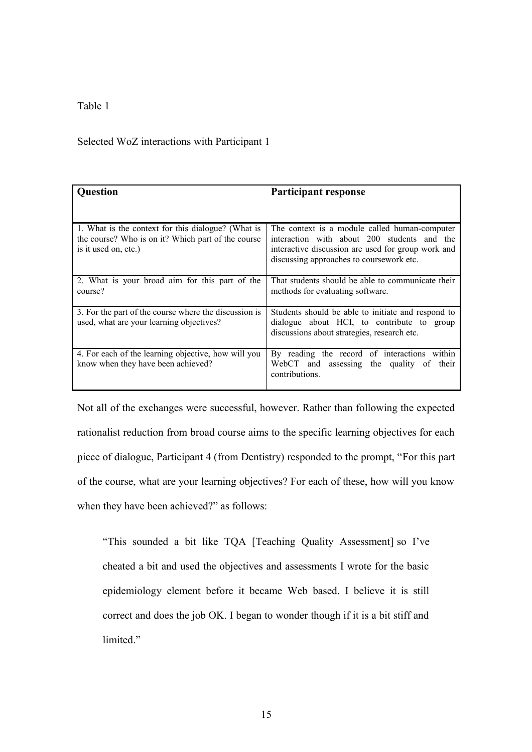Table 1

Selected WoZ interactions with Participant 1

| Question | Participant response |
| --- | --- |
| 1. What is the context for this dialogue? (What is the course? Who is on it? Which part of the course is it used on, etc.) | The context is a module called human-computer interaction with about 200 students and the interactive discussion are used for group work and discussing approaches to coursework etc. |
| 2. What is your broad aim for this part of the course? | That students should be able to communicate their methods for evaluating software. |
| 3. For the part of the course where the discussion is used, what are your learning objectives? | Students should be able to initiate and respond to dialogue about HCI, to contribute to group discussions about strategies, research etc. |
| 4. For each of the learning objective, how will you know when they have been achieved? | By reading the record of interactions within WebCT and assessing the quality of their contributions. |

Not all of the exchanges were successful, however. Rather than following the expected rationalist reduction from broad course aims to the specific learning objectives for each piece of dialogue, Participant 4 (from Dentistry) responded to the prompt, "For this part of the course, what are your learning objectives? For each of these, how will you know when they have been achieved?" as follows:

> "This sounded a bit like TQA [Teaching Quality Assessment] so I've cheated a bit and used the objectives and assessments I wrote for the basic epidemiology element before it became Web based. I believe it is still correct and does the job OK. I began to wonder though if it is a bit stiff and limited."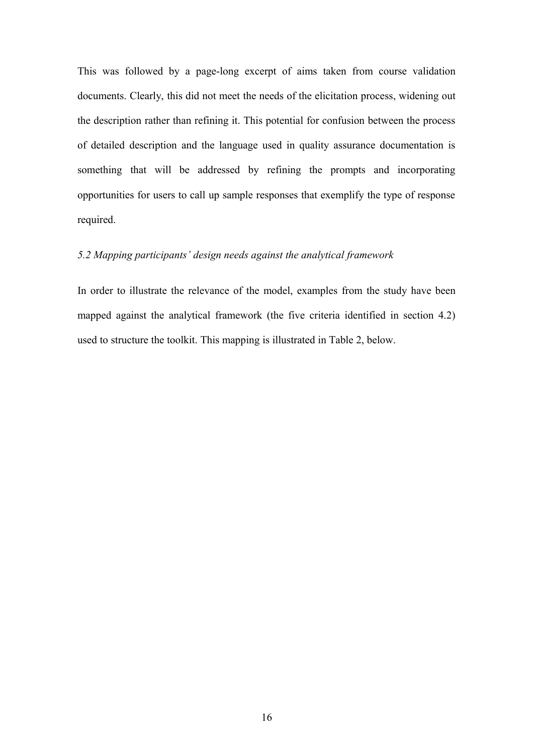This was followed by a page-long excerpt of aims taken from course validation documents. Clearly, this did not meet the needs of the elicitation process, widening out the description rather than refining it. This potential for confusion between the process of detailed description and the language used in quality assurance documentation is something that will be addressed by refining the prompts and incorporating opportunities for users to call up sample responses that exemplify the type of response required.

### *5.2 Mapping participants' design needs against the analytical framework*

In order to illustrate the relevance of the model, examples from the study have been mapped against the analytical framework (the five criteria identified in section 4.2) used to structure the toolkit. This mapping is illustrated in Table 2, below.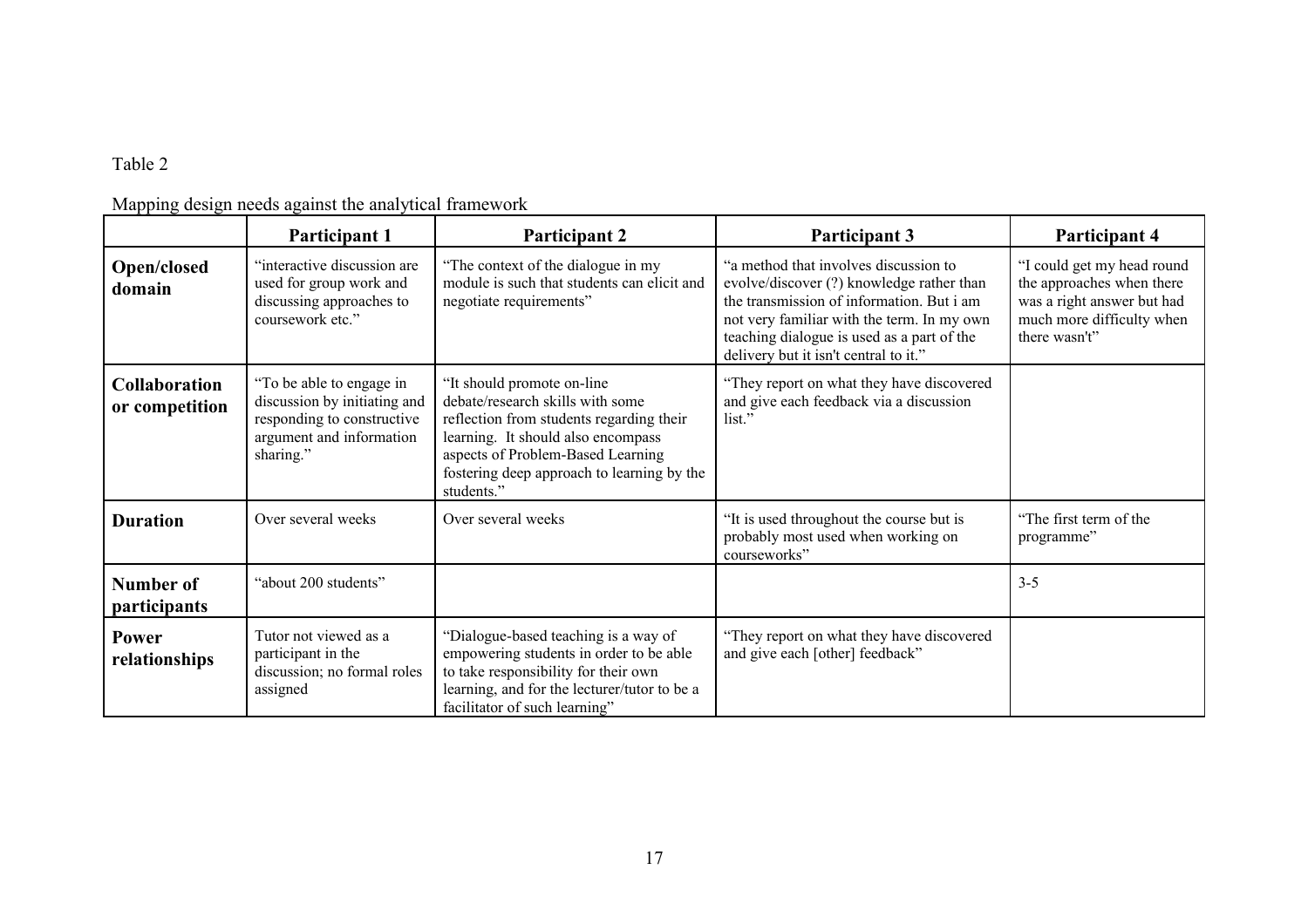Table 2

Mapping design needs against the analytical framework

| | Participant 1 | Participant 2 | Participant 3 | Participant 4 |
|---|---|---|---|---|
| **Open/closed domain** | "interactive discussion are used for group work and discussing approaches to coursework etc." | "The context of the dialogue in my module is such that students can elicit and negotiate requirements" | "a method that involves discussion to evolve/discover (?) knowledge rather than the transmission of information. But i am not very familiar with the term. In my own teaching dialogue is used as a part of the delivery but it isn't central to it." | "I could get my head round the approaches when there was a right answer but had much more difficulty when there wasn't" |
| **Collaboration or competition** | "To be able to engage in discussion by initiating and responding to constructive argument and information sharing." | "It should promote on-line debate/research skills with some reflection from students regarding their learning. It should also encompass aspects of Problem-Based Learning fostering deep approach to learning by the students." | "They report on what they have discovered and give each feedback via a discussion list." | |
| **Duration** | Over several weeks | Over several weeks | "It is used throughout the course but is probably most used when working on courseworks" | "The first term of the programme" |
| **Number of participants** | "about 200 students" | | | 3-5 |
| **Power relationships** | Tutor not viewed as a participant in the discussion; no formal roles assigned | "Dialogue-based teaching is a way of empowering students in order to be able to take responsibility for their own learning, and for the lecturer/tutor to be a facilitator of such learning" | "They report on what they have discovered and give each [other] feedback" | |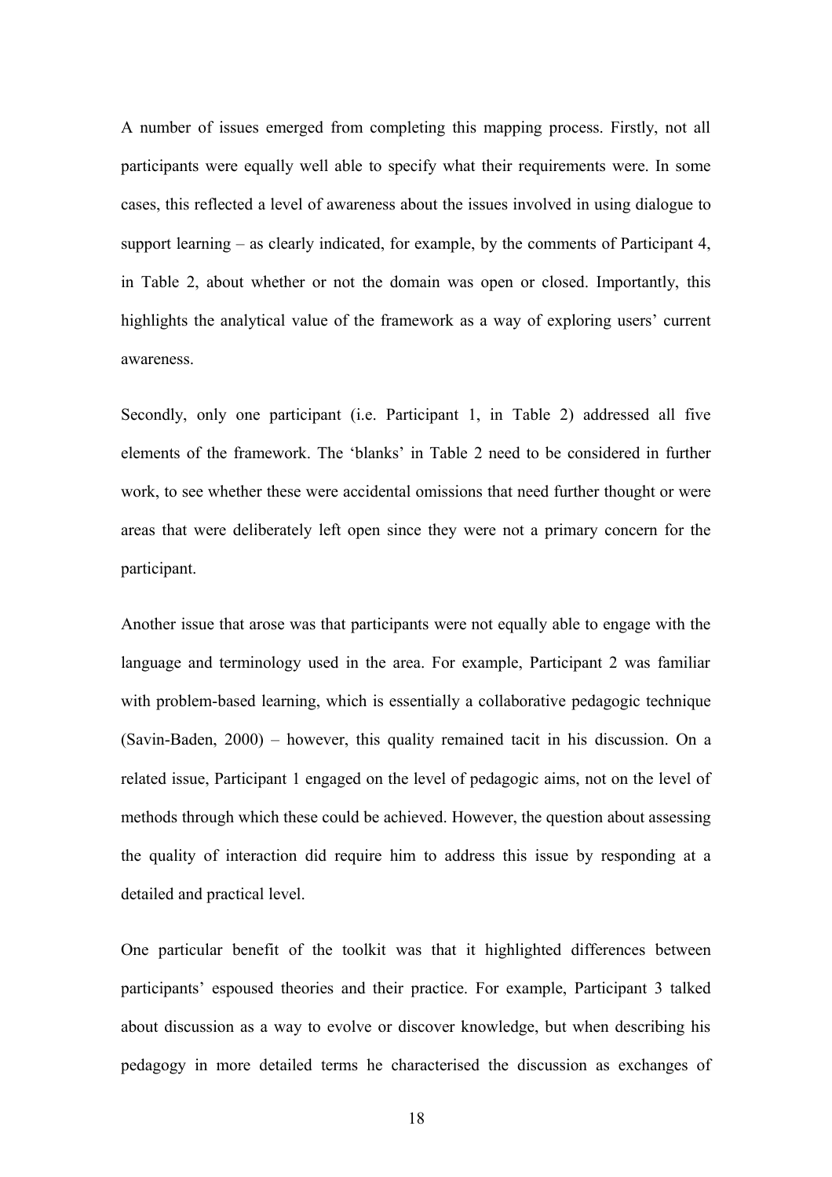A number of issues emerged from completing this mapping process. Firstly, not all participants were equally well able to specify what their requirements were. In some cases, this reflected a level of awareness about the issues involved in using dialogue to support learning – as clearly indicated, for example, by the comments of Participant 4, in Table 2, about whether or not the domain was open or closed. Importantly, this highlights the analytical value of the framework as a way of exploring users' current awareness.

Secondly, only one participant (i.e. Participant 1, in Table 2) addressed all five elements of the framework. The 'blanks' in Table 2 need to be considered in further work, to see whether these were accidental omissions that need further thought or were areas that were deliberately left open since they were not a primary concern for the participant.

Another issue that arose was that participants were not equally able to engage with the language and terminology used in the area. For example, Participant 2 was familiar with problem-based learning, which is essentially a collaborative pedagogic technique (Savin-Baden, 2000) – however, this quality remained tacit in his discussion. On a related issue, Participant 1 engaged on the level of pedagogic aims, not on the level of methods through which these could be achieved. However, the question about assessing the quality of interaction did require him to address this issue by responding at a detailed and practical level.

One particular benefit of the toolkit was that it highlighted differences between participants' espoused theories and their practice. For example, Participant 3 talked about discussion as a way to evolve or discover knowledge, but when describing his pedagogy in more detailed terms he characterised the discussion as exchanges of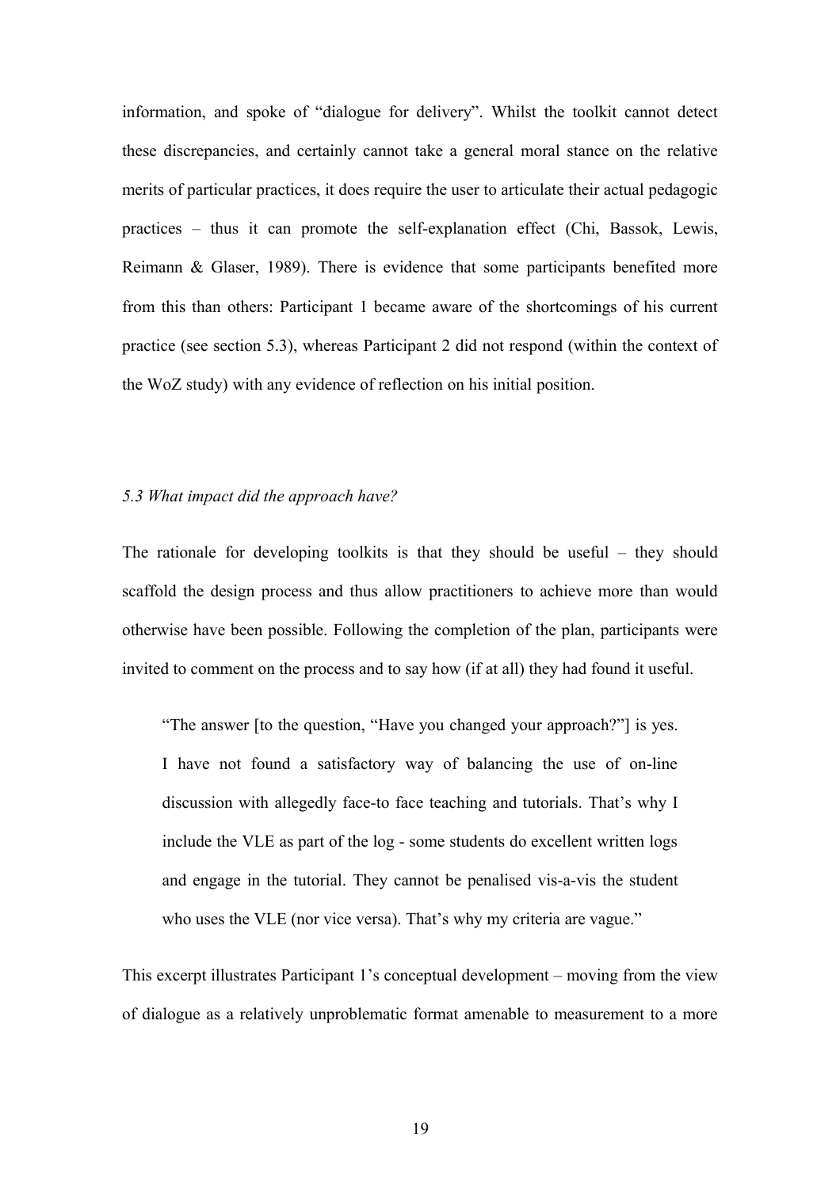information, and spoke of "dialogue for delivery". Whilst the toolkit cannot detect these discrepancies, and certainly cannot take a general moral stance on the relative merits of particular practices, it does require the user to articulate their actual pedagogic practices – thus it can promote the self-explanation effect (Chi, Bassok, Lewis, Reimann & Glaser, 1989). There is evidence that some participants benefited more from this than others: Participant 1 became aware of the shortcomings of his current practice (see section 5.3), whereas Participant 2 did not respond (within the context of the WoZ study) with any evidence of reflection on his initial position.

### *5.3 What impact did the approach have?*

The rationale for developing toolkits is that they should be useful – they should scaffold the design process and thus allow practitioners to achieve more than would otherwise have been possible. Following the completion of the plan, participants were invited to comment on the process and to say how (if at all) they had found it useful.

> "The answer [to the question, "Have you changed your approach?"] is yes. I have not found a satisfactory way of balancing the use of on-line discussion with allegedly face-to face teaching and tutorials. That's why I include the VLE as part of the log - some students do excellent written logs and engage in the tutorial. They cannot be penalised vis-a-vis the student who uses the VLE (nor vice versa). That's why my criteria are vague."

This excerpt illustrates Participant 1's conceptual development – moving from the view of dialogue as a relatively unproblematic format amenable to measurement to a more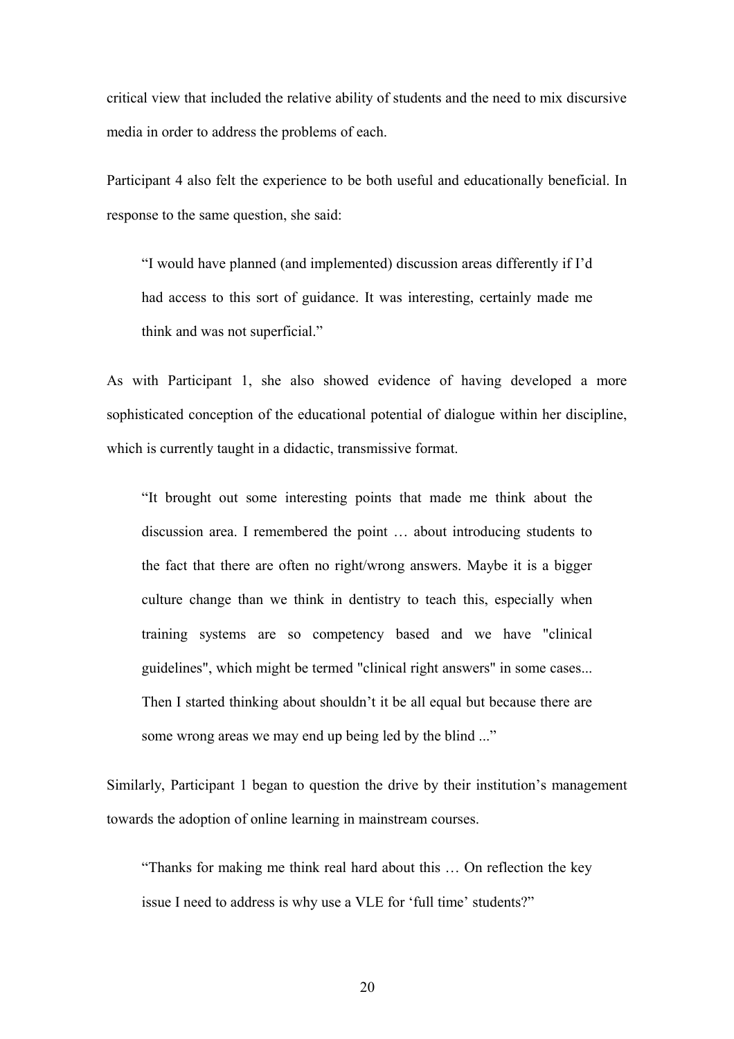critical view that included the relative ability of students and the need to mix discursive media in order to address the problems of each.

Participant 4 also felt the experience to be both useful and educationally beneficial. In response to the same question, she said:

> "I would have planned (and implemented) discussion areas differently if I'd had access to this sort of guidance. It was interesting, certainly made me think and was not superficial."

As with Participant 1, she also showed evidence of having developed a more sophisticated conception of the educational potential of dialogue within her discipline, which is currently taught in a didactic, transmissive format.

> "It brought out some interesting points that made me think about the discussion area. I remembered the point … about introducing students to the fact that there are often no right/wrong answers. Maybe it is a bigger culture change than we think in dentistry to teach this, especially when training systems are so competency based and we have "clinical guidelines", which might be termed "clinical right answers" in some cases... Then I started thinking about shouldn't it be all equal but because there are some wrong areas we may end up being led by the blind ..."

Similarly, Participant 1 began to question the drive by their institution's management towards the adoption of online learning in mainstream courses.

> "Thanks for making me think real hard about this … On reflection the key issue I need to address is why use a VLE for 'full time' students?"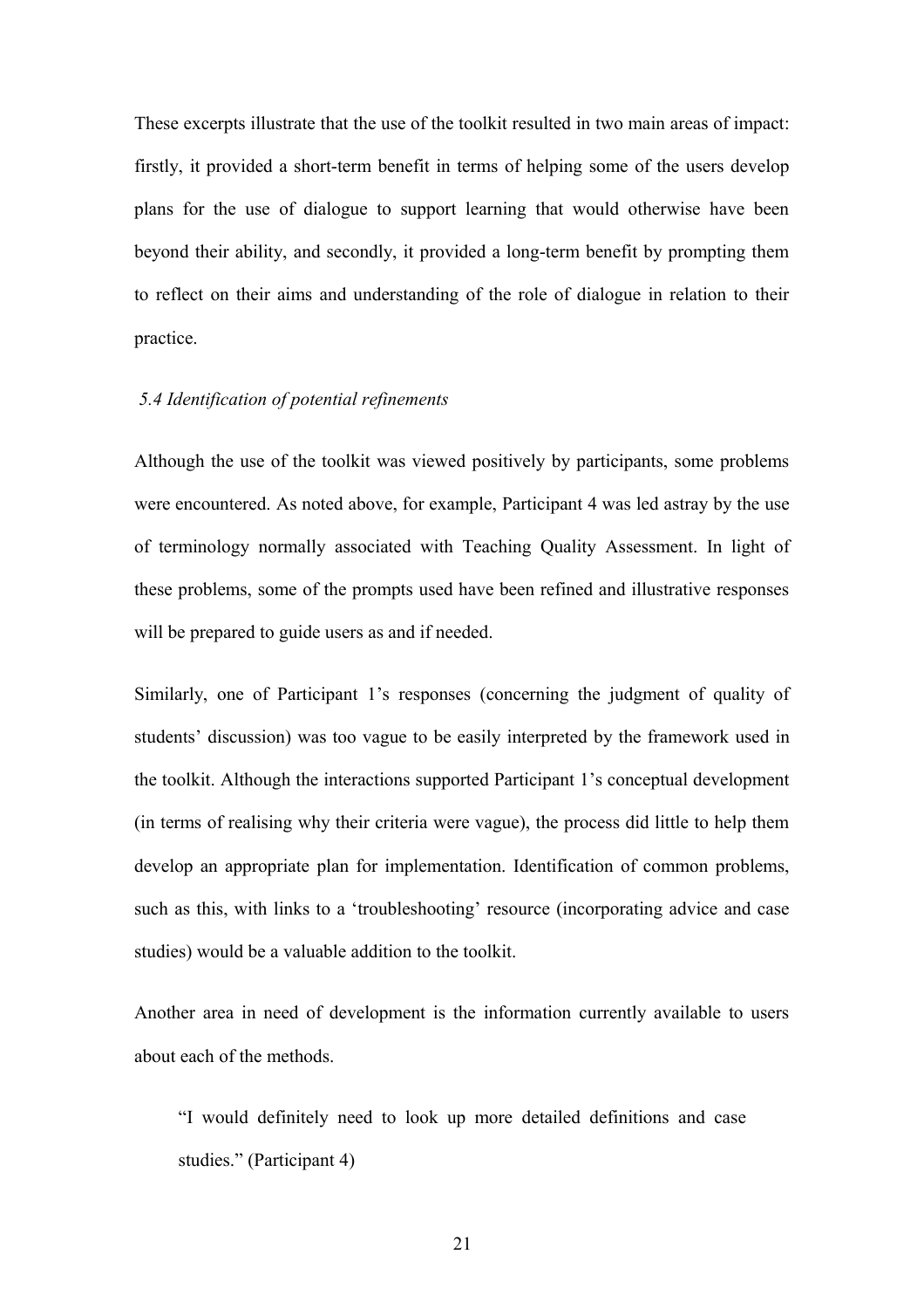These excerpts illustrate that the use of the toolkit resulted in two main areas of impact: firstly, it provided a short-term benefit in terms of helping some of the users develop plans for the use of dialogue to support learning that would otherwise have been beyond their ability, and secondly, it provided a long-term benefit by prompting them to reflect on their aims and understanding of the role of dialogue in relation to their practice.

### *5.4 Identification of potential refinements*

Although the use of the toolkit was viewed positively by participants, some problems were encountered. As noted above, for example, Participant 4 was led astray by the use of terminology normally associated with Teaching Quality Assessment. In light of these problems, some of the prompts used have been refined and illustrative responses will be prepared to guide users as and if needed.

Similarly, one of Participant 1's responses (concerning the judgment of quality of students' discussion) was too vague to be easily interpreted by the framework used in the toolkit. Although the interactions supported Participant 1's conceptual development (in terms of realising why their criteria were vague), the process did little to help them develop an appropriate plan for implementation. Identification of common problems, such as this, with links to a 'troubleshooting' resource (incorporating advice and case studies) would be a valuable addition to the toolkit.

Another area in need of development is the information currently available to users about each of the methods.

> "I would definitely need to look up more detailed definitions and case studies." (Participant 4)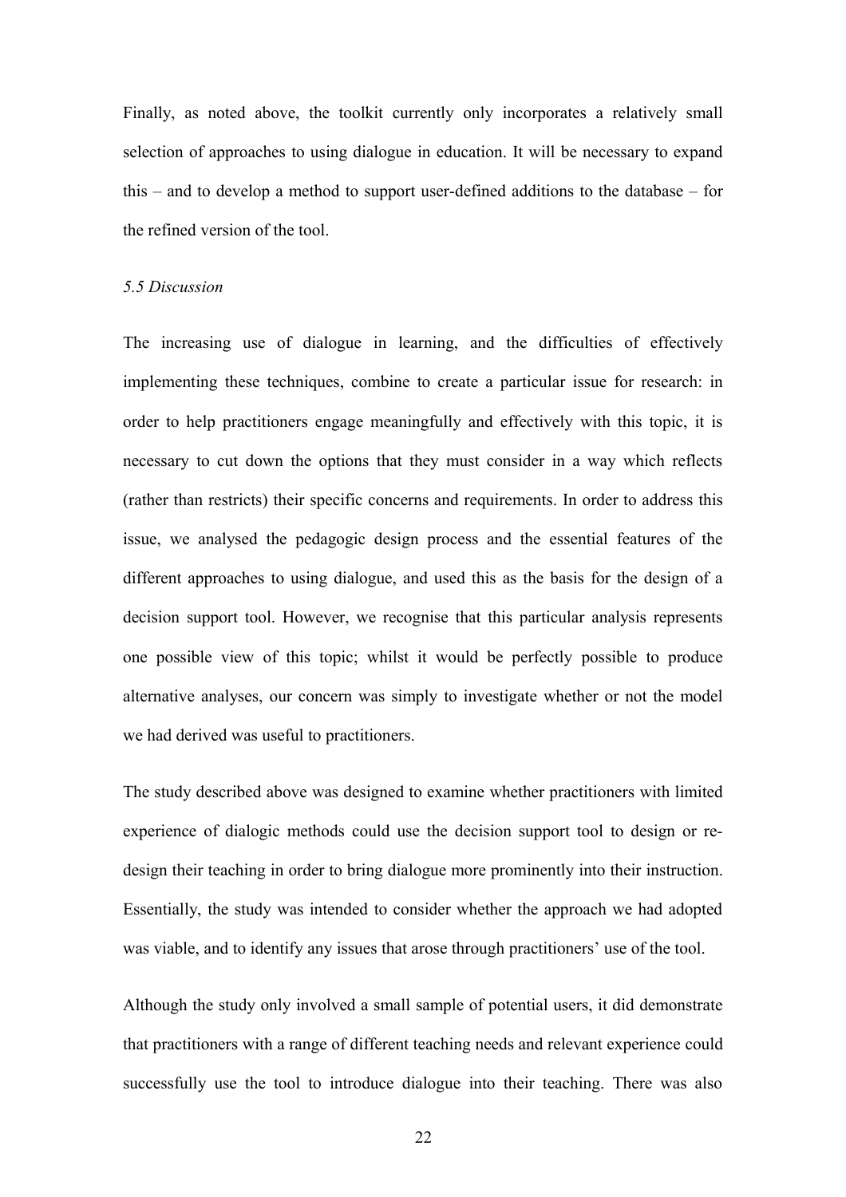Finally, as noted above, the toolkit currently only incorporates a relatively small selection of approaches to using dialogue in education. It will be necessary to expand this – and to develop a method to support user-defined additions to the database – for the refined version of the tool.

### *5.5 Discussion*

The increasing use of dialogue in learning, and the difficulties of effectively implementing these techniques, combine to create a particular issue for research: in order to help practitioners engage meaningfully and effectively with this topic, it is necessary to cut down the options that they must consider in a way which reflects (rather than restricts) their specific concerns and requirements. In order to address this issue, we analysed the pedagogic design process and the essential features of the different approaches to using dialogue, and used this as the basis for the design of a decision support tool. However, we recognise that this particular analysis represents one possible view of this topic; whilst it would be perfectly possible to produce alternative analyses, our concern was simply to investigate whether or not the model we had derived was useful to practitioners.

The study described above was designed to examine whether practitioners with limited experience of dialogic methods could use the decision support tool to design or re-design their teaching in order to bring dialogue more prominently into their instruction. Essentially, the study was intended to consider whether the approach we had adopted was viable, and to identify any issues that arose through practitioners' use of the tool.

Although the study only involved a small sample of potential users, it did demonstrate that practitioners with a range of different teaching needs and relevant experience could successfully use the tool to introduce dialogue into their teaching. There was also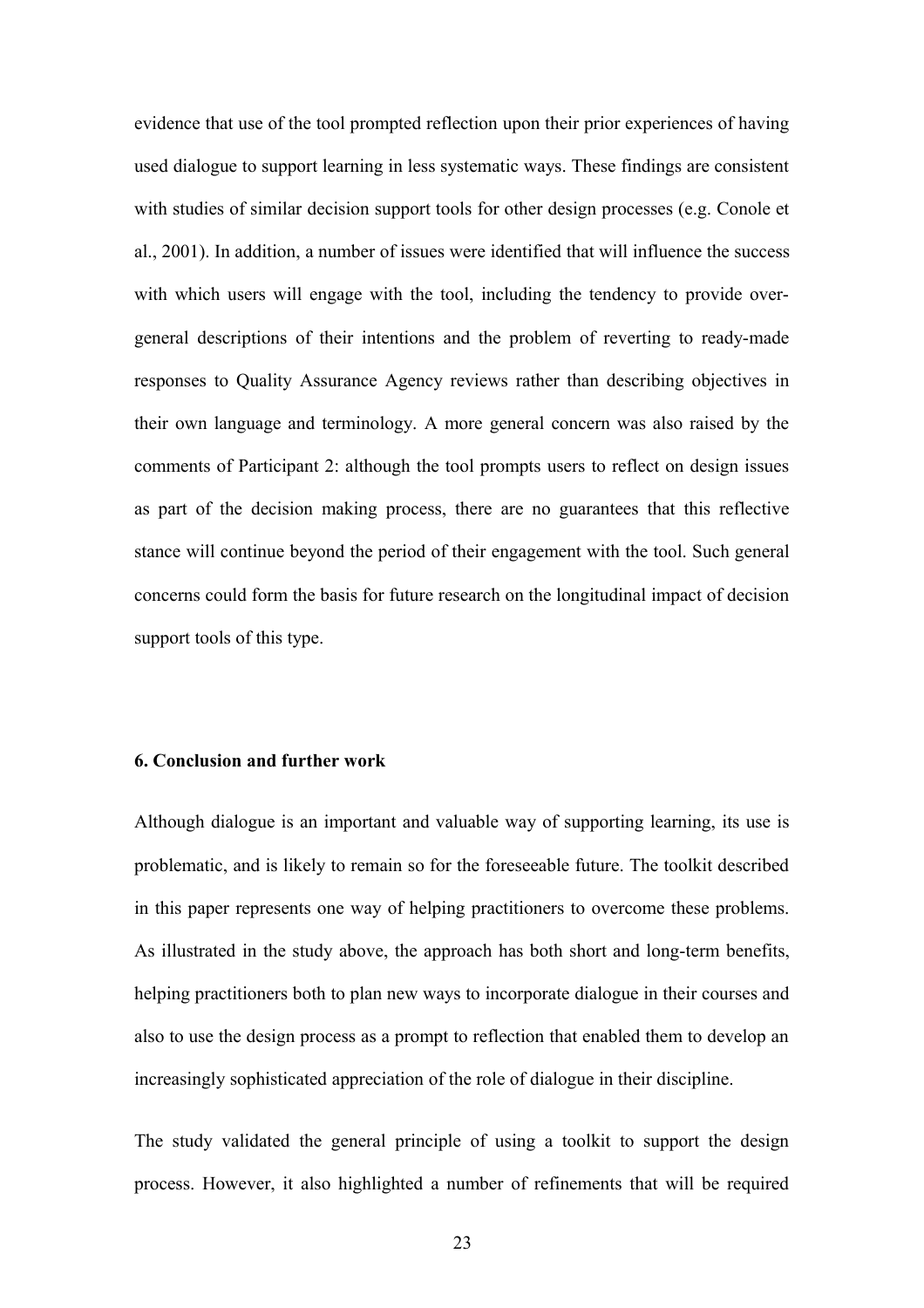evidence that use of the tool prompted reflection upon their prior experiences of having used dialogue to support learning in less systematic ways. These findings are consistent with studies of similar decision support tools for other design processes (e.g. Conole et al., 2001). In addition, a number of issues were identified that will influence the success with which users will engage with the tool, including the tendency to provide over-general descriptions of their intentions and the problem of reverting to ready-made responses to Quality Assurance Agency reviews rather than describing objectives in their own language and terminology. A more general concern was also raised by the comments of Participant 2: although the tool prompts users to reflect on design issues as part of the decision making process, there are no guarantees that this reflective stance will continue beyond the period of their engagement with the tool. Such general concerns could form the basis for future research on the longitudinal impact of decision support tools of this type.

## 6. Conclusion and further work

Although dialogue is an important and valuable way of supporting learning, its use is problematic, and is likely to remain so for the foreseeable future. The toolkit described in this paper represents one way of helping practitioners to overcome these problems. As illustrated in the study above, the approach has both short and long-term benefits, helping practitioners both to plan new ways to incorporate dialogue in their courses and also to use the design process as a prompt to reflection that enabled them to develop an increasingly sophisticated appreciation of the role of dialogue in their discipline.

The study validated the general principle of using a toolkit to support the design process. However, it also highlighted a number of refinements that will be required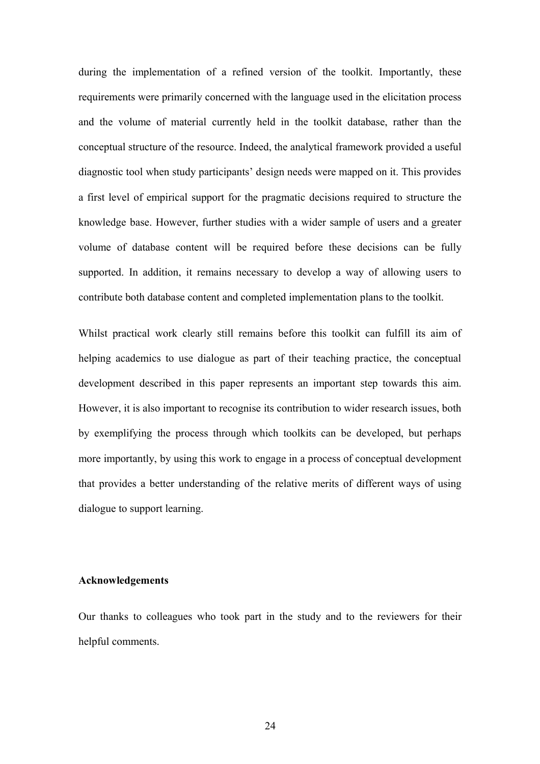during the implementation of a refined version of the toolkit. Importantly, these requirements were primarily concerned with the language used in the elicitation process and the volume of material currently held in the toolkit database, rather than the conceptual structure of the resource. Indeed, the analytical framework provided a useful diagnostic tool when study participants' design needs were mapped on it. This provides a first level of empirical support for the pragmatic decisions required to structure the knowledge base. However, further studies with a wider sample of users and a greater volume of database content will be required before these decisions can be fully supported. In addition, it remains necessary to develop a way of allowing users to contribute both database content and completed implementation plans to the toolkit.

Whilst practical work clearly still remains before this toolkit can fulfill its aim of helping academics to use dialogue as part of their teaching practice, the conceptual development described in this paper represents an important step towards this aim. However, it is also important to recognise its contribution to wider research issues, both by exemplifying the process through which toolkits can be developed, but perhaps more importantly, by using this work to engage in a process of conceptual development that provides a better understanding of the relative merits of different ways of using dialogue to support learning.

**Acknowledgements**

Our thanks to colleagues who took part in the study and to the reviewers for their helpful comments.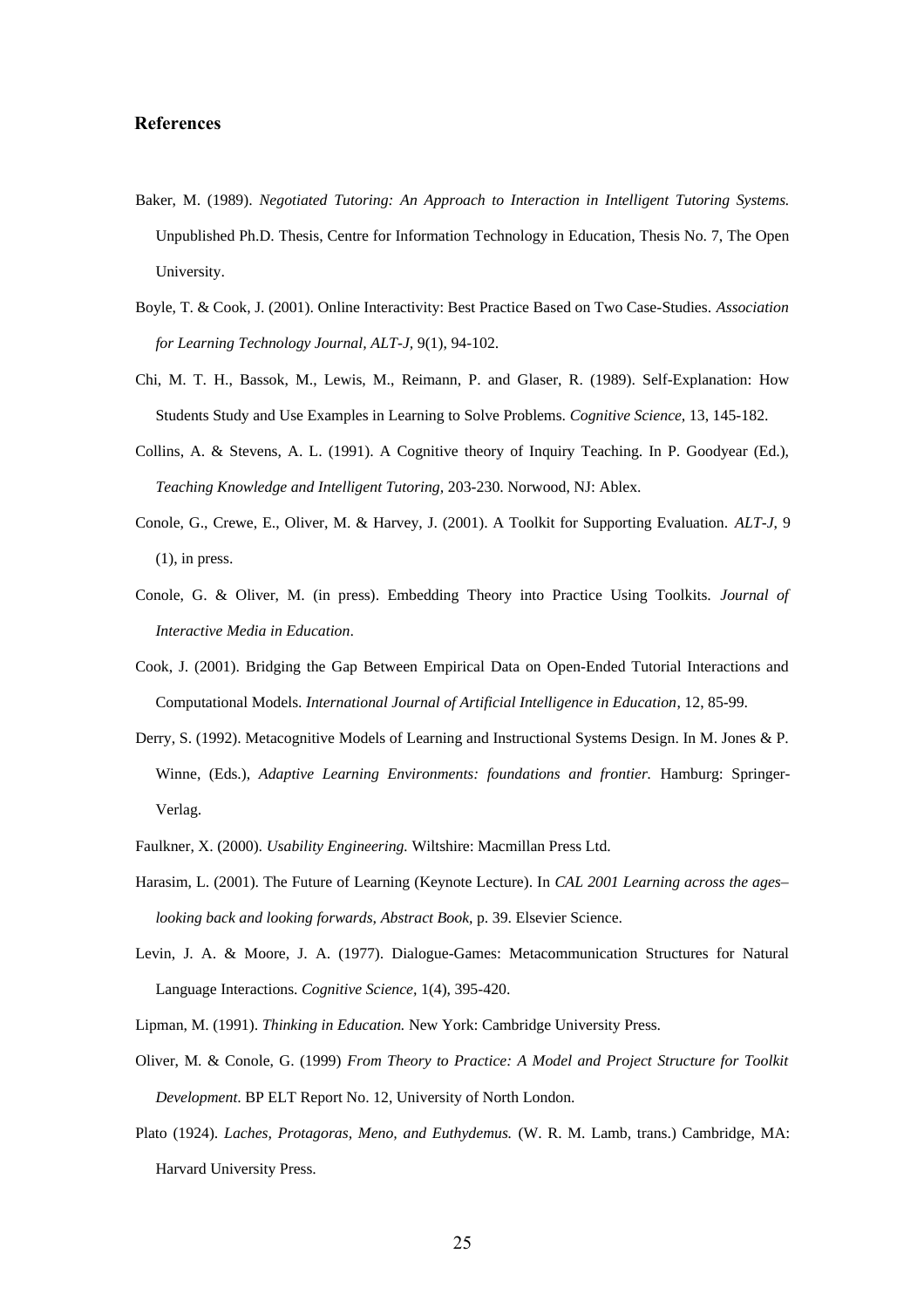## References

Baker, M. (1989). *Negotiated Tutoring: An Approach to Interaction in Intelligent Tutoring Systems.* Unpublished Ph.D. Thesis, Centre for Information Technology in Education, Thesis No. 7, The Open University.

Boyle, T. & Cook, J. (2001). Online Interactivity: Best Practice Based on Two Case-Studies. *Association for Learning Technology Journal, ALT-J,* 9(1), 94-102.

Chi, M. T. H., Bassok, M., Lewis, M., Reimann, P. and Glaser, R. (1989). Self-Explanation: How Students Study and Use Examples in Learning to Solve Problems. *Cognitive Science,* 13, 145-182.

Collins, A. & Stevens, A. L. (1991). A Cognitive theory of Inquiry Teaching. In P. Goodyear (Ed.), *Teaching Knowledge and Intelligent Tutoring,* 203-230. Norwood, NJ: Ablex.

Conole, G., Crewe, E., Oliver, M. & Harvey, J. (2001). A Toolkit for Supporting Evaluation. *ALT-J*, 9 (1), in press.

Conole, G. & Oliver, M. (in press). Embedding Theory into Practice Using Toolkits. *Journal of Interactive Media in Education*.

Cook, J. (2001). Bridging the Gap Between Empirical Data on Open-Ended Tutorial Interactions and Computational Models. *International Journal of Artificial Intelligence in Education*, 12, 85-99.

Derry, S. (1992). Metacognitive Models of Learning and Instructional Systems Design. In M. Jones & P. Winne, (Eds.), *Adaptive Learning Environments: foundations and frontier.* Hamburg: Springer-Verlag.

Faulkner, X. (2000). *Usability Engineering.* Wiltshire: Macmillan Press Ltd.

Harasim, L. (2001). The Future of Learning (Keynote Lecture). In *CAL 2001 Learning across the ages–looking back and looking forwards, Abstract Book,* p. 39. Elsevier Science.

Levin, J. A. & Moore, J. A. (1977). Dialogue-Games: Metacommunication Structures for Natural Language Interactions. *Cognitive Science,* 1(4), 395-420.

Lipman, M. (1991). *Thinking in Education.* New York: Cambridge University Press.

Oliver, M. & Conole, G. (1999) *From Theory to Practice: A Model and Project Structure for Toolkit Development*. BP ELT Report No. 12, University of North London.

Plato (1924). *Laches, Protagoras, Meno, and Euthydemus.* (W. R. M. Lamb, trans.) Cambridge, MA: Harvard University Press.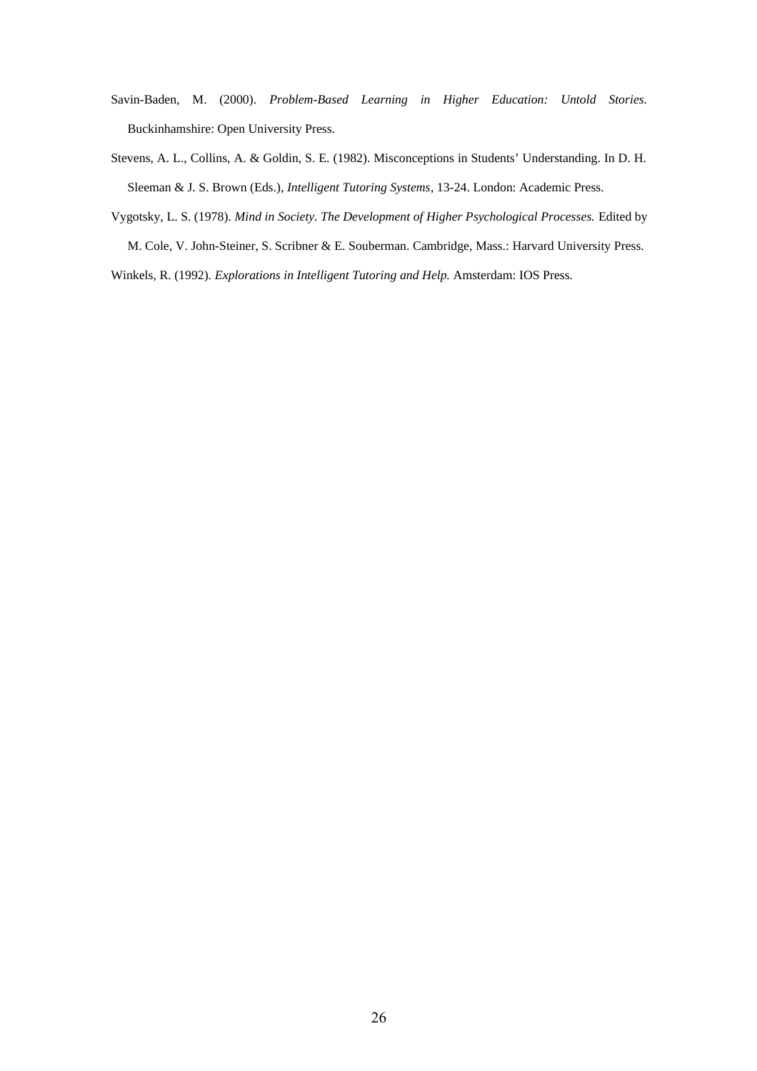Savin-Baden, M. (2000). *Problem-Based Learning in Higher Education: Untold Stories.* Buckinhamshire: Open University Press.

Stevens, A. L., Collins, A. & Goldin, S. E. (1982). Misconceptions in Students' Understanding. In D. H. Sleeman & J. S. Brown (Eds.), *Intelligent Tutoring Systems*, 13-24. London: Academic Press.

Vygotsky, L. S. (1978). *Mind in Society. The Development of Higher Psychological Processes.* Edited by M. Cole, V. John-Steiner, S. Scribner & E. Souberman. Cambridge, Mass.: Harvard University Press.

Winkels, R. (1992). *Explorations in Intelligent Tutoring and Help.* Amsterdam: IOS Press.